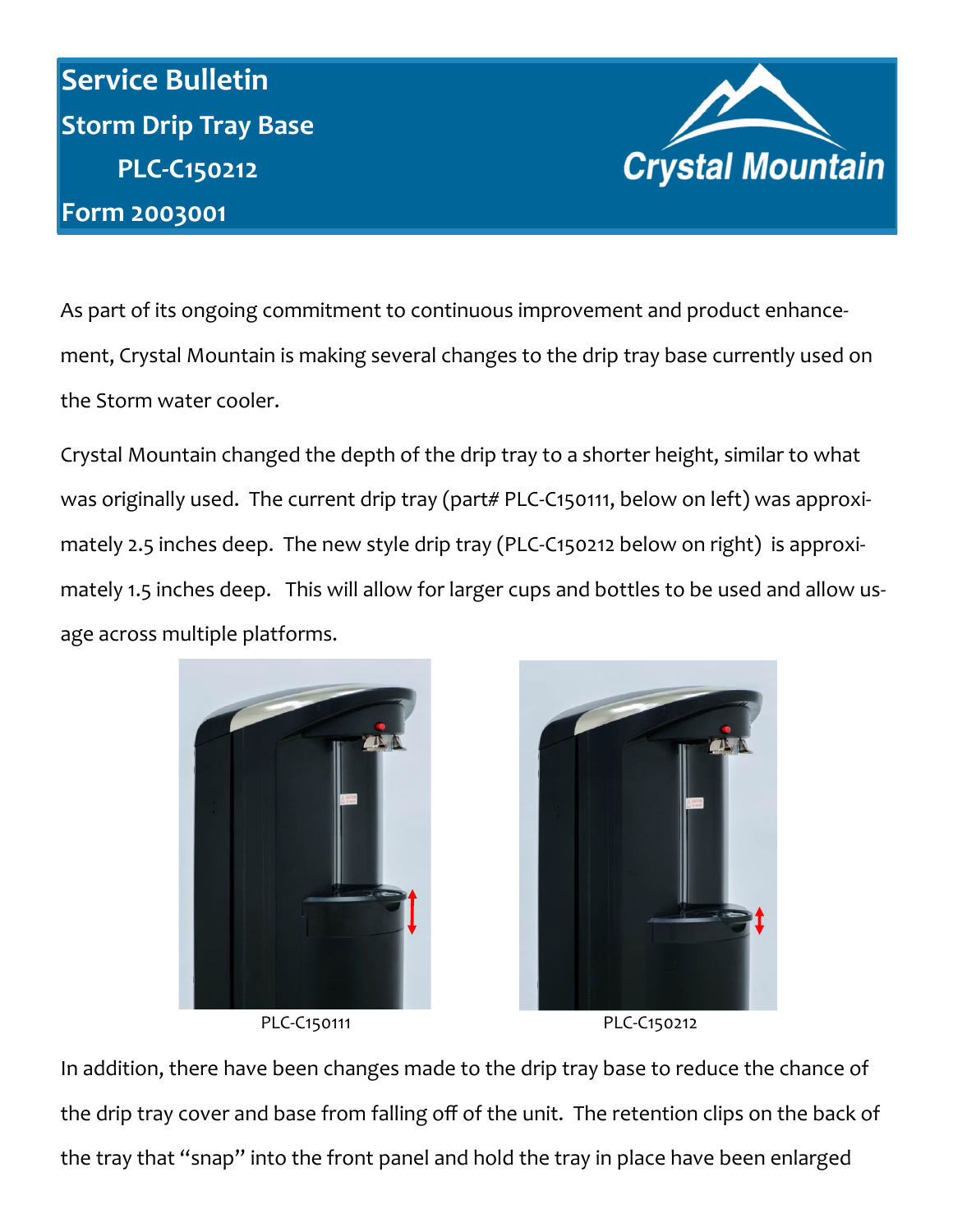# Service Bulletin

## Storm Drip Tray Base

### PLC-C150212

### Form 2003001

Crystal Mountain

As part of its ongoing commitment to continuous improvement and product enhancement, Crystal Mountain is making several changes to the drip tray base currently used on the Storm water cooler.

Crystal Mountain changed the depth of the drip tray to a shorter height, similar to what was originally used. The current drip tray (part# PLC-C150111, below on left) was approximately 2.5 inches deep. The new style drip tray (PLC-C150212 below on right) is approximately 1.5 inches deep. This will allow for larger cups and bottles to be used and allow usage across multiple platforms.

PLC-C150111

PLC-C150212

In addition, there have been changes made to the drip tray base to reduce the chance of the drip tray cover and base from falling off of the unit. The retention clips on the back of the tray that "snap" into the front panel and hold the tray in place have been enlarged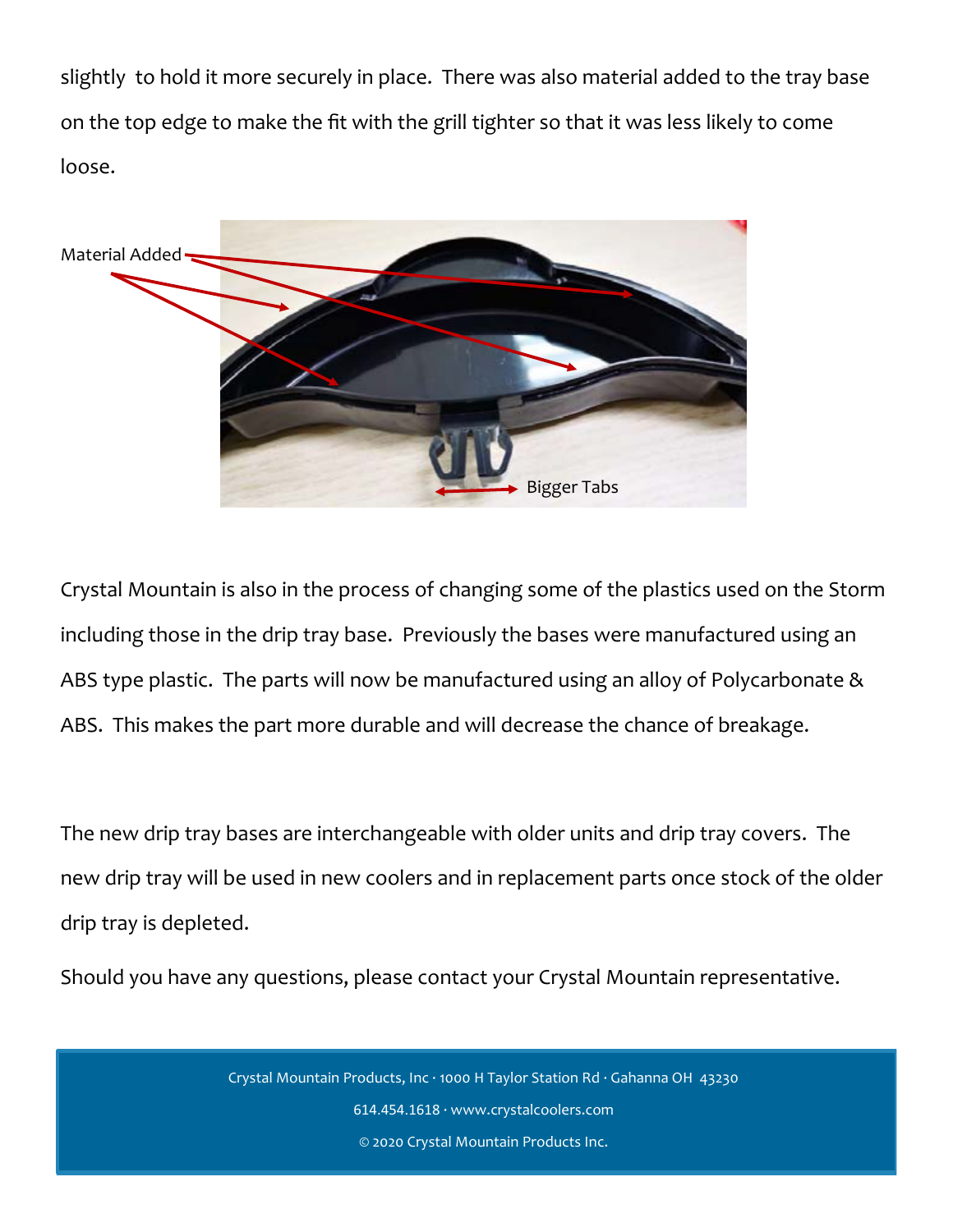slightly to hold it more securely in place. There was also material added to the tray base on the top edge to make the fit with the grill tighter so that it was less likely to come loose.

Material Added

Bigger Tabs

Crystal Mountain is also in the process of changing some of the plastics used on the Storm including those in the drip tray base. Previously the bases were manufactured using an ABS type plastic. The parts will now be manufactured using an alloy of Polycarbonate & ABS. This makes the part more durable and will decrease the chance of breakage.

The new drip tray bases are interchangeable with older units and drip tray covers. The new drip tray will be used in new coolers and in replacement parts once stock of the older drip tray is depleted.

Should you have any questions, please contact your Crystal Mountain representative.

Crystal Mountain Products, Inc · 1000 H Taylor Station Rd · Gahanna OH 43230

614.454.1618 · www.crystalcoolers.com

© 2020 Crystal Mountain Products Inc.